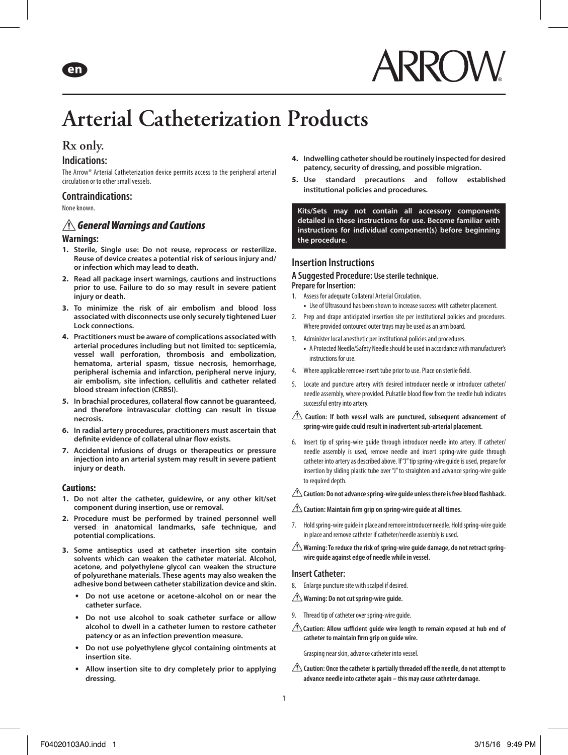en

ARROW®

# Arterial Catheterization Products

## Rx only.

### Indications:

The Arrow® Arterial Catheterization device permits access to the peripheral arterial circulation or to other small vessels.

### Contraindications:

None known.

### ⚠ *General Warnings and Cautions*

#### Warnings:

1. **Sterile, Single use: Do not reuse, reprocess or resterilize. Reuse of device creates a potential risk of serious injury and/or infection which may lead to death.**
2. **Read all package insert warnings, cautions and instructions prior to use. Failure to do so may result in severe patient injury or death.**
3. **To minimize the risk of air embolism and blood loss associated with disconnects use only securely tightened Luer Lock connections.**
4. **Practitioners must be aware of complications associated with arterial procedures including but not limited to: septicemia, vessel wall perforation, thrombosis and embolization, hematoma, arterial spasm, tissue necrosis, hemorrhage, peripheral ischemia and infarction, peripheral nerve injury, air embolism, site infection, cellulitis and catheter related blood stream infection (CRBSI).**
5. **In brachial procedures, collateral flow cannot be guaranteed, and therefore intravascular clotting can result in tissue necrosis.**
6. **In radial artery procedures, practitioners must ascertain that definite evidence of collateral ulnar flow exists.**
7. **Accidental infusions of drugs or therapeutics or pressure injection into an arterial system may result in severe patient injury or death.**

#### Cautions:

1. **Do not alter the catheter, guidewire, or any other kit/set component during insertion, use or removal.**
2. **Procedure must be performed by trained personnel well versed in anatomical landmarks, safe technique, and potential complications.**
3. **Some antiseptics used at catheter insertion site contain solvents which can weaken the catheter material. Alcohol, acetone, and polyethylene glycol can weaken the structure of polyurethane materials. These agents may also weaken the adhesive bond between catheter stabilization device and skin.**
   - **Do not use acetone or acetone-alcohol on or near the catheter surface.**
   - **Do not use alcohol to soak catheter surface or allow alcohol to dwell in a catheter lumen to restore catheter patency or as an infection prevention measure.**
   - **Do not use polyethylene glycol containing ointments at insertion site.**
   - **Allow insertion site to dry completely prior to applying dressing.**
4. **Indwelling catheter should be routinely inspected for desired patency, security of dressing, and possible migration.**
5. **Use standard precautions and follow established institutional policies and procedures.**

**Kits/Sets may not contain all accessory components detailed in these instructions for use. Become familiar with instructions for individual component(s) before beginning the procedure.**

### Insertion Instructions

#### A Suggested Procedure: Use sterile technique.

**Prepare for Insertion:**

1. Assess for adequate Collateral Arterial Circulation.
   - Use of Ultrasound has been shown to increase success with catheter placement.
2. Prep and drape anticipated insertion site per institutional policies and procedures. Where provided contoured outer trays may be used as an arm board.
3. Administer local anesthetic per institutional policies and procedures.
   - A Protected Needle/Safety Needle should be used in accordance with manufacturer's instructions for use.
4. Where applicable remove insert tube prior to use. Place on sterile field.
5. Locate and puncture artery with desired introducer needle or introducer catheter/needle assembly, where provided. Pulsatile blood flow from the needle hub indicates successful entry into artery.

⚠ **Caution: If both vessel walls are punctured, subsequent advancement of spring-wire guide could result in inadvertent sub-arterial placement.**

6. Insert tip of spring-wire guide through introducer needle into artery. If catheter/needle assembly is used, remove needle and insert spring-wire guide through catheter into artery as described above. If "J" tip spring-wire guide is used, prepare for insertion by sliding plastic tube over "J" to straighten and advance spring-wire guide to required depth.

⚠ **Caution: Do not advance spring-wire guide unless there is free blood flashback.**

⚠ **Caution: Maintain firm grip on spring-wire guide at all times.**

7. Hold spring-wire guide in place and remove introducer needle. Hold spring-wire guide in place and remove catheter if catheter/needle assembly is used.

⚠ **Warning: To reduce the risk of spring-wire guide damage, do not retract spring-wire guide against edge of needle while in vessel.**

**Insert Catheter:**

8. Enlarge puncture site with scalpel if desired.

⚠ **Warning: Do not cut spring-wire guide.**

9. Thread tip of catheter over spring-wire guide.

⚠ **Caution: Allow sufficient guide wire length to remain exposed at hub end of catheter to maintain firm grip on guide wire.**

Grasping near skin, advance catheter into vessel.

⚠ **Caution: Once the catheter is partially threaded off the needle, do not attempt to advance needle into catheter again – this may cause catheter damage.**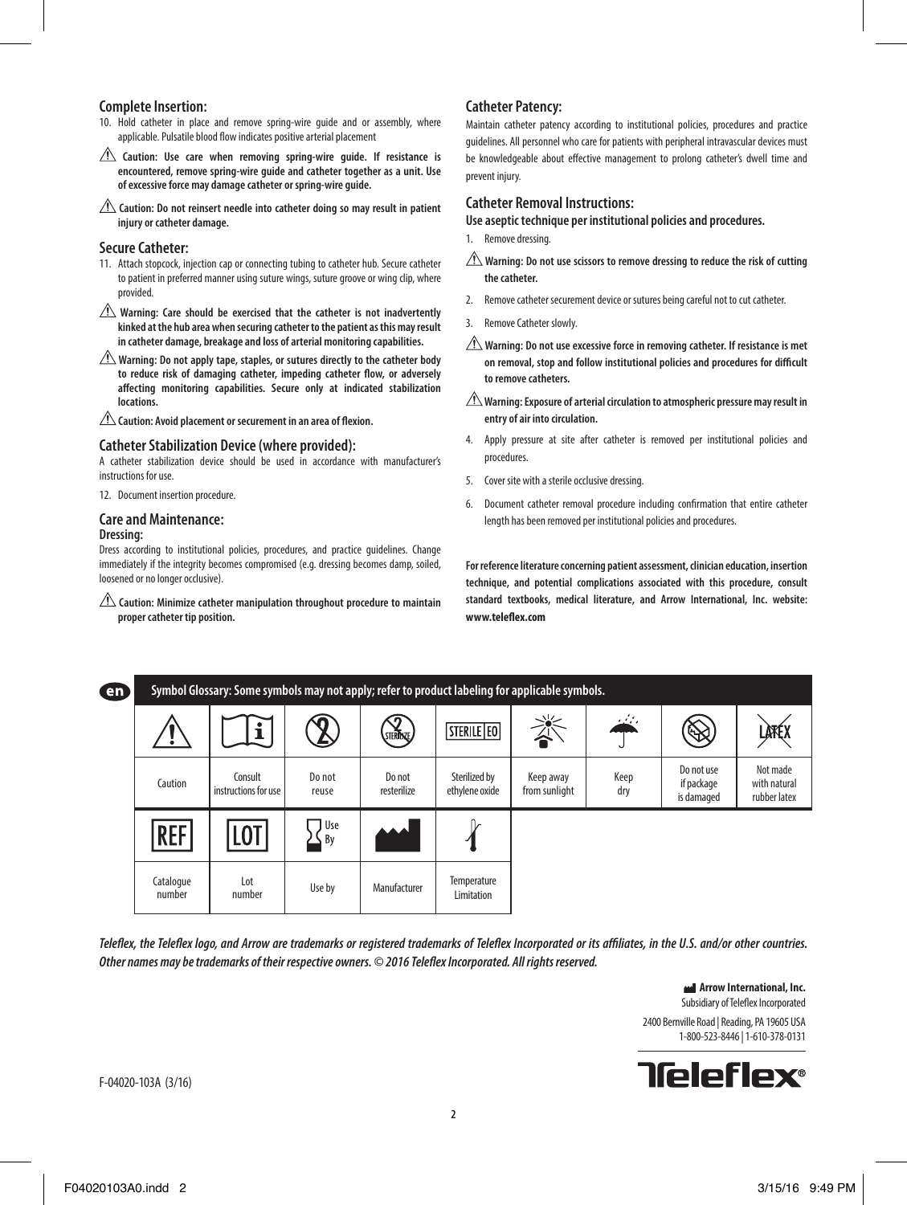## Complete Insertion:

10. Hold catheter in place and remove spring-wire guide and or assembly, where applicable. Pulsatile blood flow indicates positive arterial placement

⚠ **Caution: Use care when removing spring-wire guide. If resistance is encountered, remove spring-wire guide and catheter together as a unit. Use of excessive force may damage catheter or spring-wire guide.**

⚠ **Caution: Do not reinsert needle into catheter doing so may result in patient injury or catheter damage.**

## Secure Catheter:

11. Attach stopcock, injection cap or connecting tubing to catheter hub. Secure catheter to patient in preferred manner using suture wings, suture groove or wing clip, where provided.

⚠ **Warning: Care should be exercised that the catheter is not inadvertently kinked at the hub area when securing catheter to the patient as this may result in catheter damage, breakage and loss of arterial monitoring capabilities.**

⚠ **Warning: Do not apply tape, staples, or sutures directly to the catheter body to reduce risk of damaging catheter, impeding catheter flow, or adversely affecting monitoring capabilities. Secure only at indicated stabilization locations.**

⚠ **Caution: Avoid placement or securement in an area of flexion.**

## Catheter Stabilization Device (where provided):

A catheter stabilization device should be used in accordance with manufacturer's instructions for use.

12. Document insertion procedure.

## Care and Maintenance:

### Dressing:

Dress according to institutional policies, procedures, and practice guidelines. Change immediately if the integrity becomes compromised (e.g. dressing becomes damp, soiled, loosened or no longer occlusive).

⚠ **Caution: Minimize catheter manipulation throughout procedure to maintain proper catheter tip position.**

## Catheter Patency:

Maintain catheter patency according to institutional policies, procedures and practice guidelines. All personnel who care for patients with peripheral intravascular devices must be knowledgeable about effective management to prolong catheter's dwell time and prevent injury.

## Catheter Removal Instructions:

### Use aseptic technique per institutional policies and procedures.

1. Remove dressing.

⚠ **Warning: Do not use scissors to remove dressing to reduce the risk of cutting the catheter.**

2. Remove catheter securement device or sutures being careful not to cut catheter.
3. Remove Catheter slowly.

⚠ **Warning: Do not use excessive force in removing catheter. If resistance is met on removal, stop and follow institutional policies and procedures for difficult to remove catheters.**

⚠ **Warning: Exposure of arterial circulation to atmospheric pressure may result in entry of air into circulation.**

4. Apply pressure at site after catheter is removed per institutional policies and procedures.
5. Cover site with a sterile occlusive dressing.
6. Document catheter removal procedure including confirmation that entire catheter length has been removed per institutional policies and procedures.

**For reference literature concerning patient assessment, clinician education, insertion technique, and potential complications associated with this procedure, consult standard textbooks, medical literature, and Arrow International, Inc. website: www.teleflex.com**

en

**Symbol Glossary: Some symbols may not apply; refer to product labeling for applicable symbols.**

| | | | | | | | | |
|---|---|---|---|---|---|---|---|---|
| Caution | Consult instructions for use | Do not reuse | Do not resterilize | Sterilized by ethylene oxide | Keep away from sunlight | Keep dry | Do not use if package is damaged | Not made with natural rubber latex |
| Catalogue number | Lot number | Use by | Manufacturer | Temperature Limitation | | | | |

*Teleflex, the Teleflex logo, and Arrow are trademarks or registered trademarks of Teleflex Incorporated or its affiliates, in the U.S. and/or other countries. Other names may be trademarks of their respective owners. © 2016 Teleflex Incorporated. All rights reserved.*

**Arrow International, Inc.**
Subsidiary of Teleflex Incorporated
2400 Bernville Road | Reading, PA 19605 USA
1-800-523-8446 | 1-610-378-0131

Teleflex®

F-04020-103A (3/16)